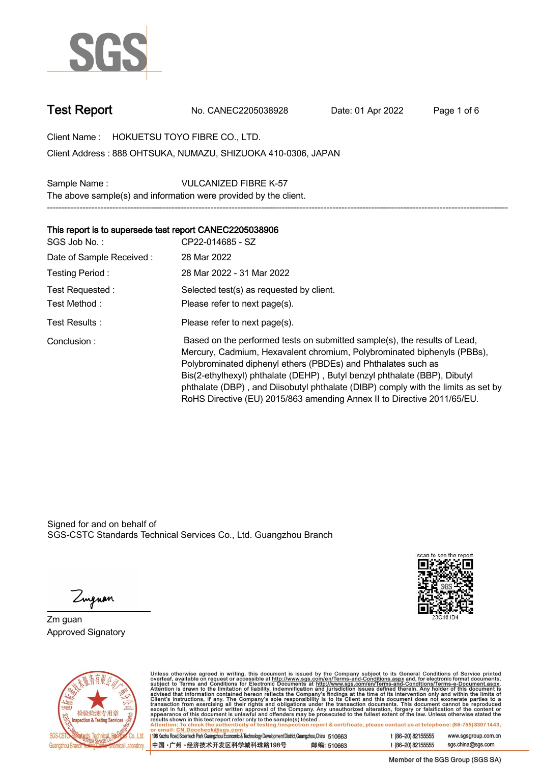# Test Report

No. CANEC2205038928 Date: 01 Apr 2022

Client Name : HOKUETSU TOYO FIBRE CO., LTD.

Client Address : 888 OHTSUKA, NUMAZU, SHIZUOKA 410-0306, JAPAN

Sample Name : VULCANIZED FIBRE K-57

The above sample(s) and information were provided by the client.

---

**This report is to supersede test report CANEC2205038906**

SGS Job No. : CP22-014685 - SZ

Date of Sample Received : 28 Mar 2022

Testing Period : 28 Mar 2022 - 31 Mar 2022

Test Requested : Selected test(s) as requested by client.

Test Method : Please refer to next page(s).

Test Results : Please refer to next page(s).

Conclusion : Based on the performed tests on submitted sample(s), the results of Lead, Mercury, Cadmium, Hexavalent chromium, Polybrominated biphenyls (PBBs), Polybrominated diphenyl ethers (PBDEs) and Phthalates such as Bis(2-ethylhexyl) phthalate (DEHP) , Butyl benzyl phthalate (BBP), Dibutyl phthalate (DBP) , and Diisobutyl phthalate (DIBP) comply with the limits as set by RoHS Directive (EU) 2015/863 amending Annex II to Directive 2011/65/EU.

Signed for and on behalf of
SGS-CSTC Standards Technical Services Co., Ltd. Guangzhou Branch

scan to see the report

23C461D4

Zm guan
Approved Signatory

Unless otherwise agreed in writing, this document is issued by the Company subject to its General Conditions of Service printed overleaf, available on request or accessible at http://www.sgs.com/en/Terms-and-Conditions.aspx and, for electronic format documents, subject to Terms and Conditions for Electronic Documents at http://www.sgs.com/en/Terms-and-Conditions/Terms-e-Document.aspx. Attention is drawn to the limitation of liability, indemnification and jurisdiction issues defined therein. Any holder of this document is advised that information contained hereon reflects the Company's findings at the time of its intervention only and within the limits of Client's instructions, if any. The Company's sole responsibility is to its Client and this document does not exonerate parties to a transaction from exercising all their rights and obligations under the transaction documents. This document cannot be reproduced except in full, without prior written approval of the Company. Any unauthorized alteration, forgery or falsification of the content or appearance of this document is unlawful and offenders may be prosecuted to the fullest extent of the law. Unless otherwise stated the results shown in this test report refer only to the sample(s) tested .

Attention: To check the authenticity of testing /inspection report & certificate, please contact us at telephone: (86-755) 8307 1443, or email: CN.Doccheck@sgs.com

198 Kezhu Road,Scientech Park Guangzhou Economic & Technology Development District,Guangzhou,China 510663 t (86–20) 82155555 www.sgsgroup.com.cn

中国・广州・经济技术开发区科学城科珠路198号 邮编: 510663 t (86–20) 82155555 sgs.china@sgs.com

Member of the SGS Group (SGS SA)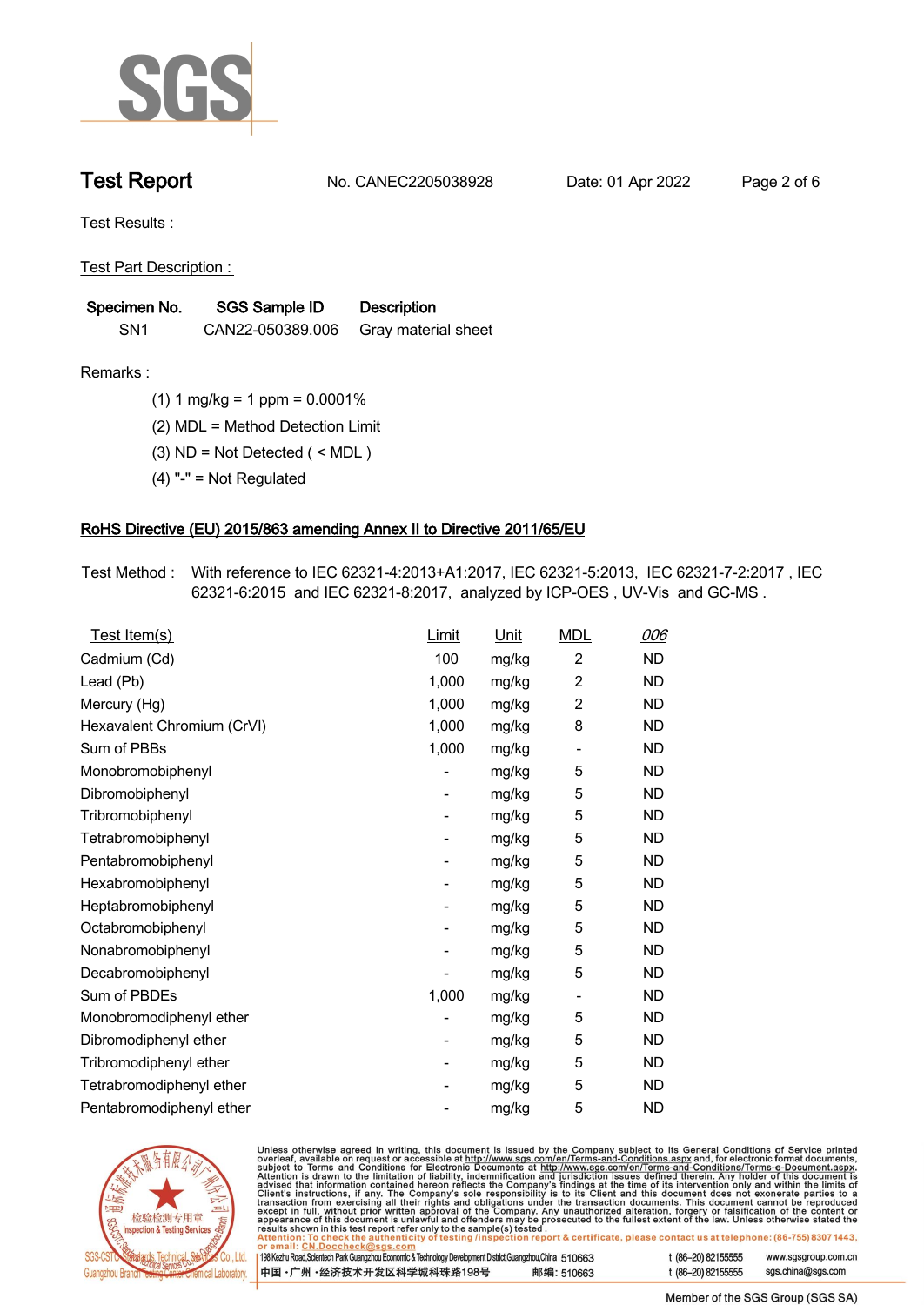# Test Report

No. CANEC2205038928    Date: 01 Apr 2022

Test Results :

Test Part Description :

| Specimen No. | SGS Sample ID | Description |
|---|---|---|
| SN1 | CAN22-050389.006 | Gray material sheet |

Remarks :

(1) 1 mg/kg = 1 ppm = 0.0001%

(2) MDL = Method Detection Limit

(3) ND = Not Detected ( < MDL )

(4) "-" = Not Regulated

## RoHS Directive (EU) 2015/863 amending Annex II to Directive 2011/65/EU

Test Method : With reference to IEC 62321-4:2013+A1:2017, IEC 62321-5:2013, IEC 62321-7-2:2017 , IEC 62321-6:2015 and IEC 62321-8:2017, analyzed by ICP-OES , UV-Vis and GC-MS .

| Test Item(s) | Limit | Unit | MDL | 006 |
|---|---|---|---|---|
| Cadmium (Cd) | 100 | mg/kg | 2 | ND |
| Lead (Pb) | 1,000 | mg/kg | 2 | ND |
| Mercury (Hg) | 1,000 | mg/kg | 2 | ND |
| Hexavalent Chromium (CrVI) | 1,000 | mg/kg | 8 | ND |
| Sum of PBBs | 1,000 | mg/kg | - | ND |
| Monobromobiphenyl | - | mg/kg | 5 | ND |
| Dibromobiphenyl | - | mg/kg | 5 | ND |
| Tribromobiphenyl | - | mg/kg | 5 | ND |
| Tetrabromobiphenyl | - | mg/kg | 5 | ND |
| Pentabromobiphenyl | - | mg/kg | 5 | ND |
| Hexabromobiphenyl | - | mg/kg | 5 | ND |
| Heptabromobiphenyl | - | mg/kg | 5 | ND |
| Octabromobiphenyl | - | mg/kg | 5 | ND |
| Nonabromobiphenyl | - | mg/kg | 5 | ND |
| Decabromobiphenyl | - | mg/kg | 5 | ND |
| Sum of PBDEs | 1,000 | mg/kg | - | ND |
| Monobromodiphenyl ether | - | mg/kg | 5 | ND |
| Dibromodiphenyl ether | - | mg/kg | 5 | ND |
| Tribromodiphenyl ether | - | mg/kg | 5 | ND |
| Tetrabromodiphenyl ether | - | mg/kg | 5 | ND |
| Pentabromodiphenyl ether | - | mg/kg | 5 | ND |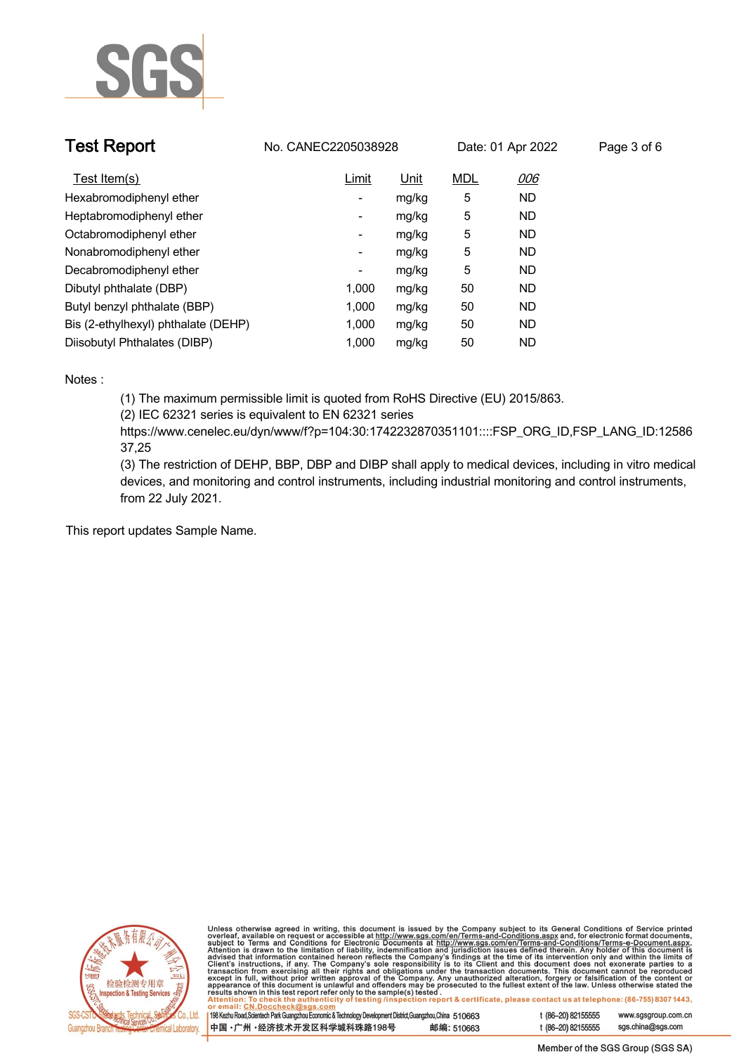| Test Item(s) | Limit | Unit | MDL | 006 |
|---|---|---|---|---|
| Hexabromodiphenyl ether | - | mg/kg | 5 | ND |
| Heptabromodiphenyl ether | - | mg/kg | 5 | ND |
| Octabromodiphenyl ether | - | mg/kg | 5 | ND |
| Nonabromodiphenyl ether | - | mg/kg | 5 | ND |
| Decabromodiphenyl ether | - | mg/kg | 5 | ND |
| Dibutyl phthalate (DBP) | 1,000 | mg/kg | 50 | ND |
| Butyl benzyl phthalate (BBP) | 1,000 | mg/kg | 50 | ND |
| Bis (2-ethylhexyl) phthalate (DEHP) | 1,000 | mg/kg | 50 | ND |
| Diisobutyl Phthalates (DIBP) | 1,000 | mg/kg | 50 | ND |

Notes :

(1) The maximum permissible limit is quoted from RoHS Directive (EU) 2015/863.

(2) IEC 62321 series is equivalent to EN 62321 series
https://www.cenelec.eu/dyn/www/f?p=104:30:1742232870351101::::FSP_ORG_ID,FSP_LANG_ID:1258637,25

(3) The restriction of DEHP, BBP, DBP and DIBP shall apply to medical devices, including in vitro medical devices, and monitoring and control instruments, including industrial monitoring and control instruments, from 22 July 2021.

This report updates Sample Name.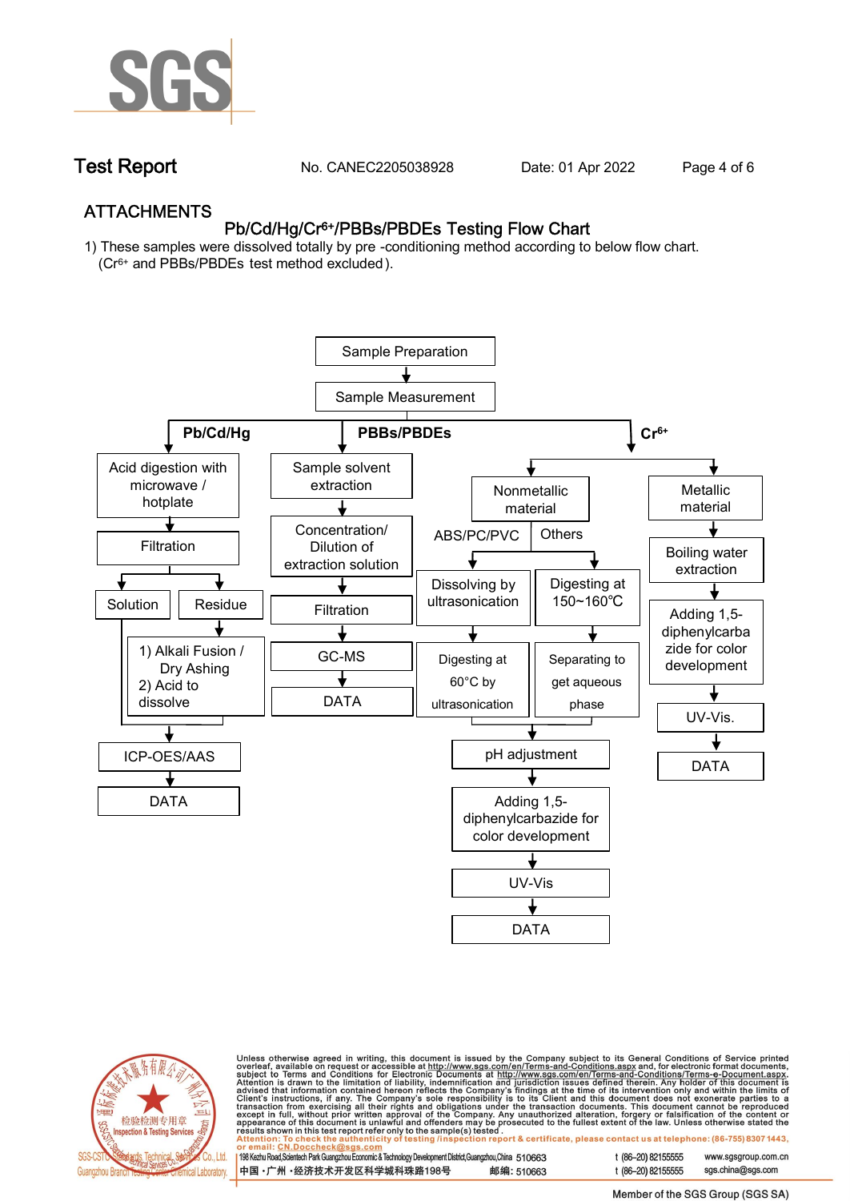# ATTACHMENTS

## Pb/Cd/Hg/$Cr^{6+}$/PBBs/PBDEs Testing Flow Chart

1) These samples were dissolved totally by pre -conditioning method according to below flow chart. ($Cr^{6+}$ and PBBs/PBDEs test method excluded).

Sample Preparation → Sample Measurement

**Pb/Cd/Hg**

- Acid digestion with microwave / hotplate
- Filtration
- Solution / Residue
  - Residue → 1) Alkali Fusion / Dry Ashing 2) Acid to dissolve
- ICP-OES/AAS
- DATA

**PBBs/PBDEs**

- Sample solvent extraction
- Concentration/ Dilution of extraction solution
- Filtration
- GC-MS
- DATA

**$Cr^{6+}$**

- Nonmetallic material
  - ABS/PC/PVC → Dissolving by ultrasonication → Digesting at 60°C by ultrasonication
  - Others → Digesting at 150~160℃ → Separating to get aqueous phase
  - pH adjustment
  - Adding 1,5-diphenylcarbazide for color development
  - UV-Vis
  - DATA
- Metallic material
  - Boiling water extraction
  - Adding 1,5-diphenylcarbazide for color development
  - UV-Vis.
  - DATA

Unless otherwise agreed in writing, this document is issued by the Company subject to its General Conditions of Service printed overleaf, available on request or accessible at http://www.sgs.com/en/Terms-and-Conditions.aspx and, for electronic format documents, subject to Terms and Conditions for Electronic Documents at http://www.sgs.com/en/Terms-and-Conditions/Terms-e-Document.aspx. Attention is drawn to the limitation of liability, indemnification and jurisdiction issues defined therein. Any holder of this document is advised that information contained hereon reflects the Company's findings at the time of its intervention only and within the limits of Client's instructions, if any. The Company's sole responsibility is to its Client and this document does not exonerate parties to a transaction from exercising all their rights and obligations under the transaction documents. This document cannot be reproduced except in full, without prior written approval of the Company. Any unauthorized alteration, forgery or falsification of the content or appearance of this document is unlawful and offenders may be prosecuted to the fullest extent of the law. Unless otherwise stated the results shown in this test report refer only to the sample(s) tested.

Attention: To check the authenticity of testing /inspection report & certificate, please contact us at telephone: (86-755) 8307 1443, or email: CN.Doccheck@sgs.com

198 Kezhu Road,Scientech Park Guangzhou Economic & Technology Development District,Guangzhou,China 510663 t (86–20) 82155555 www.sgsgroup.com.cn

中国 ·广州 ·经济技术开发区科学城科珠路198号 邮编: 510663 t (86–20) 82155555 sgs.china@sgs.com

Member of the SGS Group (SGS SA)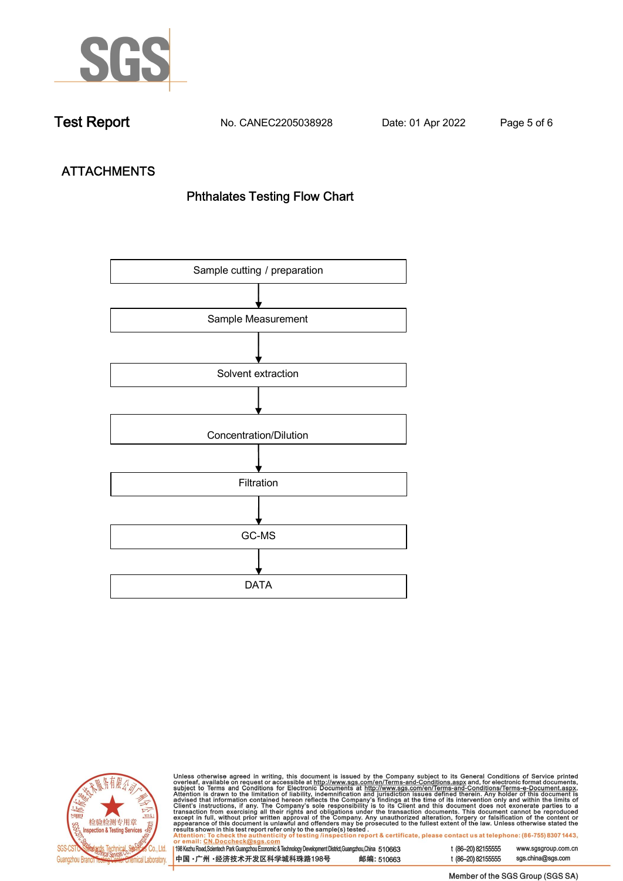## ATTACHMENTS

### Phthalates Testing Flow Chart

Sample cutting / preparation

↓

Sample Measurement

↓

Solvent extraction

↓

Concentration/Dilution

↓

Filtration

↓

GC-MS

↓

DATA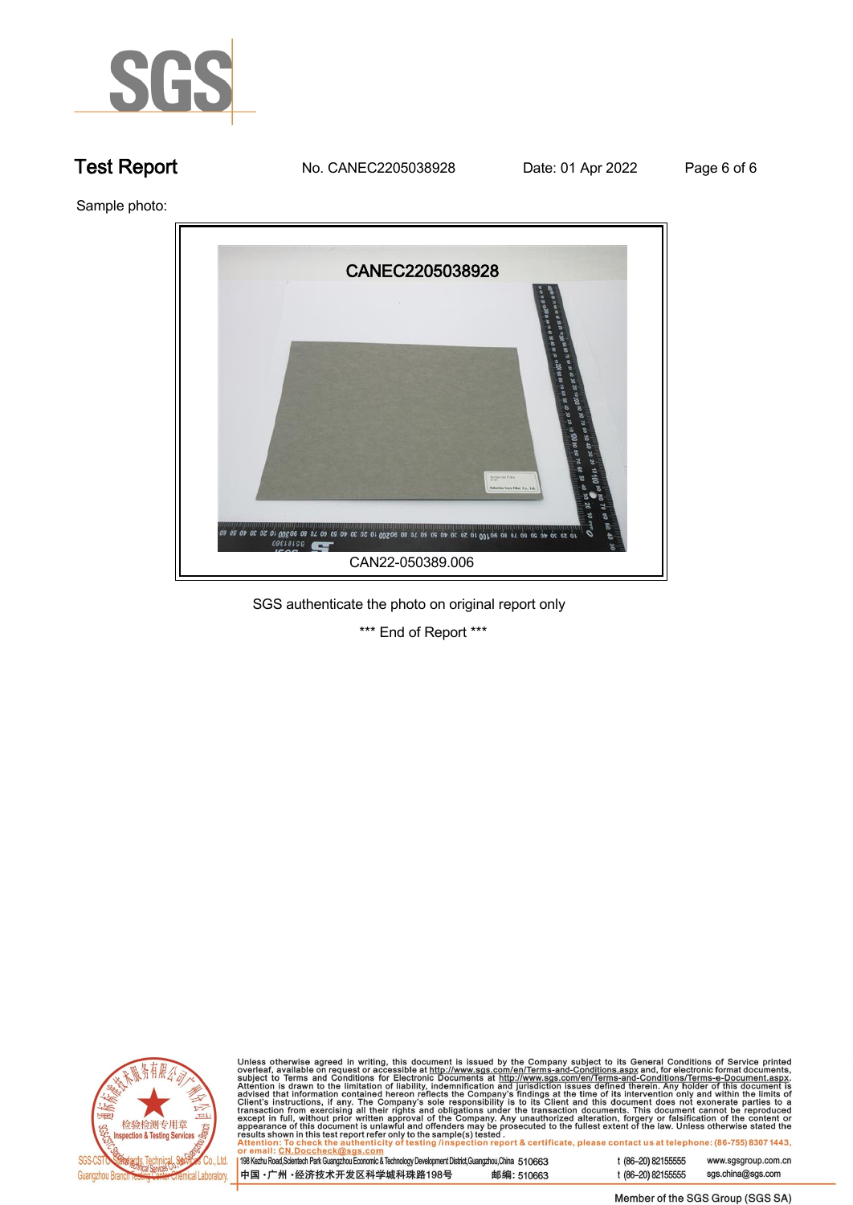**Test Report** No. CANEC2205038928 Date: 01 Apr 2022

Sample photo:

CANEC2205038928

CAN22-050389.006

SGS authenticate the photo on original report only

\*\*\* End of Report \*\*\*

Unless otherwise agreed in writing, this document is issued by the Company subject to its General Conditions of Service printed overleaf, available on request or accessible at http://www.sgs.com/en/Terms-and-Conditions.aspx and, for electronic format documents, subject to Terms and Conditions for Electronic Documents at http://www.sgs.com/en/Terms-and-Conditions/Terms-e-Document.aspx. Attention is drawn to the limitation of liability, indemnification and jurisdiction issues defined therein. Any holder of this document is advised that information contained hereon reflects the Company's findings at the time of its intervention only and within the limits of Client's instructions, if any. The Company's sole responsibility is to its Client and this document does not exonerate parties to a transaction from exercising all their rights and obligations under the transaction documents. This document cannot be reproduced except in full, without prior written approval of the Company. Any unauthorized alteration, forgery or falsification of the content or appearance of this document is unlawful and offenders may be prosecuted to the fullest extent of the law. Unless otherwise stated the results shown in this test report refer only to the sample(s) tested.

Attention: To check the authenticity of testing /inspection report & certificate, please contact us at telephone: (86-755) 8307 1443, or email: CN.Doccheck@sgs.com

SGS-CSTC Standards Technical Services Co., Ltd. Guangzhou Branch Testing Center Chemical Laboratory.

198 Kezhu Road,Scientech Park Guangzhou Economic & Technology Development District,Guangzhou,China 510663 t (86–20) 82155555 www.sgsgroup.com.cn

中国 ·广州 ·经济技术开发区科学城科珠路198号 邮编: 510663 t (86–20) 82155555 sgs.china@sgs.com

Member of the SGS Group (SGS SA)